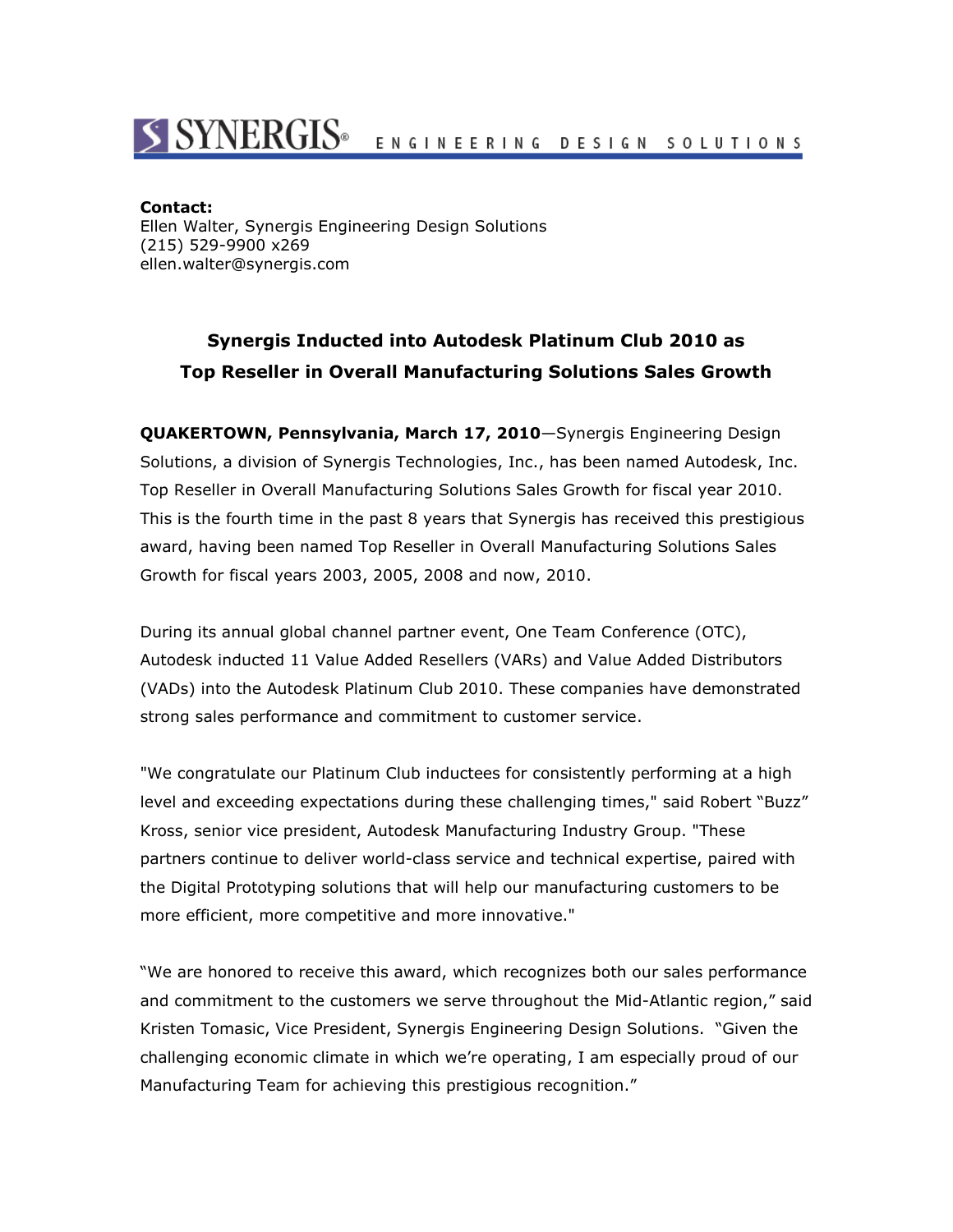SYNERGIS® ENGINEERING DESIGN SOLUTIONS

**Contact:**
Ellen Walter, Synergis Engineering Design Solutions
(215) 529-9900 x269
ellen.walter@synergis.com

## Synergis Inducted into Autodesk Platinum Club 2010 as Top Reseller in Overall Manufacturing Solutions Sales Growth

**QUAKERTOWN, Pennsylvania, March 17, 2010**—Synergis Engineering Design Solutions, a division of Synergis Technologies, Inc., has been named Autodesk, Inc. Top Reseller in Overall Manufacturing Solutions Sales Growth for fiscal year 2010. This is the fourth time in the past 8 years that Synergis has received this prestigious award, having been named Top Reseller in Overall Manufacturing Solutions Sales Growth for fiscal years 2003, 2005, 2008 and now, 2010.

During its annual global channel partner event, One Team Conference (OTC), Autodesk inducted 11 Value Added Resellers (VARs) and Value Added Distributors (VADs) into the Autodesk Platinum Club 2010. These companies have demonstrated strong sales performance and commitment to customer service.

"We congratulate our Platinum Club inductees for consistently performing at a high level and exceeding expectations during these challenging times," said Robert "Buzz" Kross, senior vice president, Autodesk Manufacturing Industry Group. "These partners continue to deliver world-class service and technical expertise, paired with the Digital Prototyping solutions that will help our manufacturing customers to be more efficient, more competitive and more innovative."

"We are honored to receive this award, which recognizes both our sales performance and commitment to the customers we serve throughout the Mid-Atlantic region," said Kristen Tomasic, Vice President, Synergis Engineering Design Solutions. "Given the challenging economic climate in which we're operating, I am especially proud of our Manufacturing Team for achieving this prestigious recognition."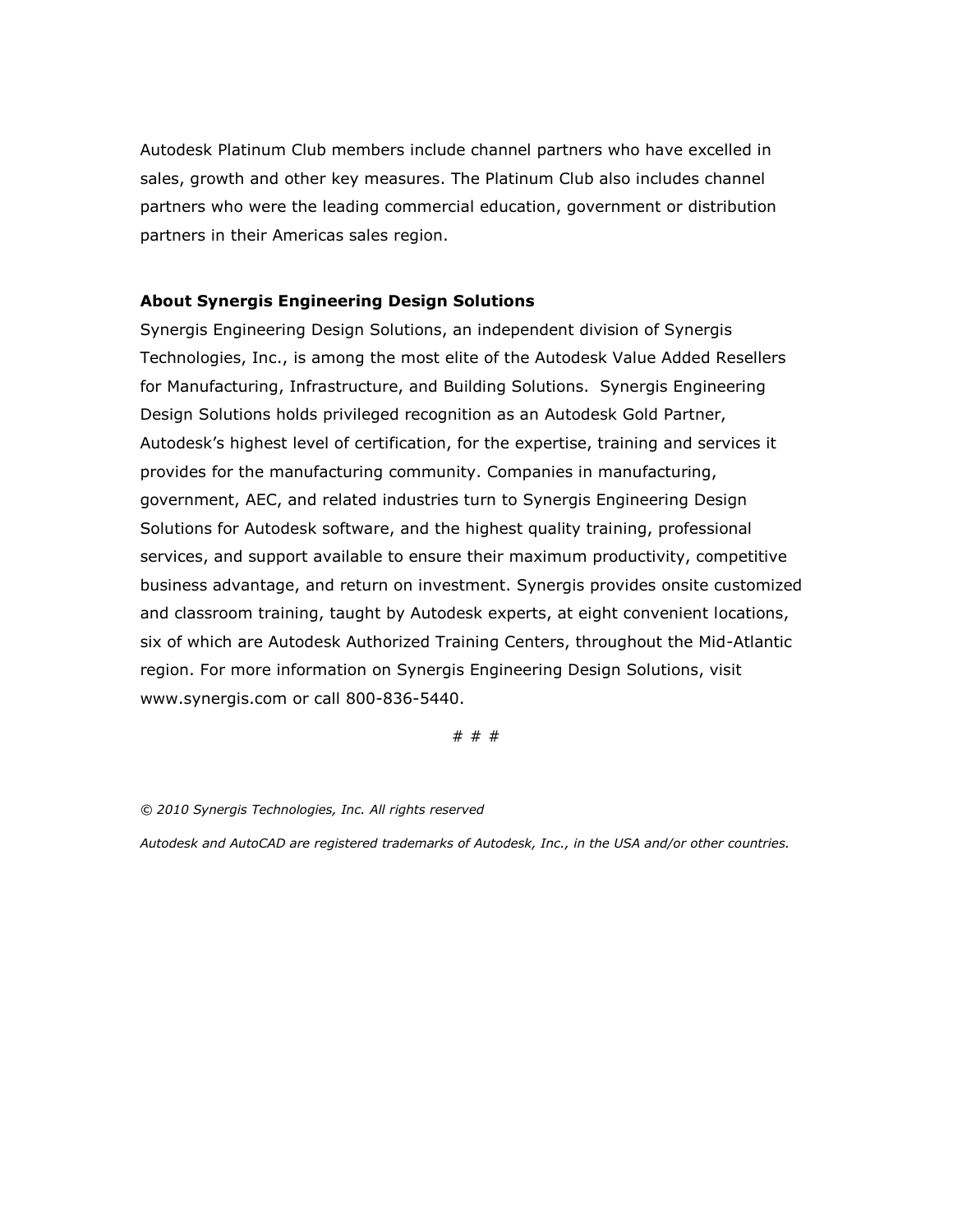Autodesk Platinum Club members include channel partners who have excelled in sales, growth and other key measures. The Platinum Club also includes channel partners who were the leading commercial education, government or distribution partners in their Americas sales region.

**About Synergis Engineering Design Solutions**

Synergis Engineering Design Solutions, an independent division of Synergis Technologies, Inc., is among the most elite of the Autodesk Value Added Resellers for Manufacturing, Infrastructure, and Building Solutions. Synergis Engineering Design Solutions holds privileged recognition as an Autodesk Gold Partner, Autodesk's highest level of certification, for the expertise, training and services it provides for the manufacturing community. Companies in manufacturing, government, AEC, and related industries turn to Synergis Engineering Design Solutions for Autodesk software, and the highest quality training, professional services, and support available to ensure their maximum productivity, competitive business advantage, and return on investment. Synergis provides onsite customized and classroom training, taught by Autodesk experts, at eight convenient locations, six of which are Autodesk Authorized Training Centers, throughout the Mid-Atlantic region. For more information on Synergis Engineering Design Solutions, visit www.synergis.com or call 800-836-5440.

# # #

*© 2010 Synergis Technologies, Inc. All rights reserved*

*Autodesk and AutoCAD are registered trademarks of Autodesk, Inc., in the USA and/or other countries.*